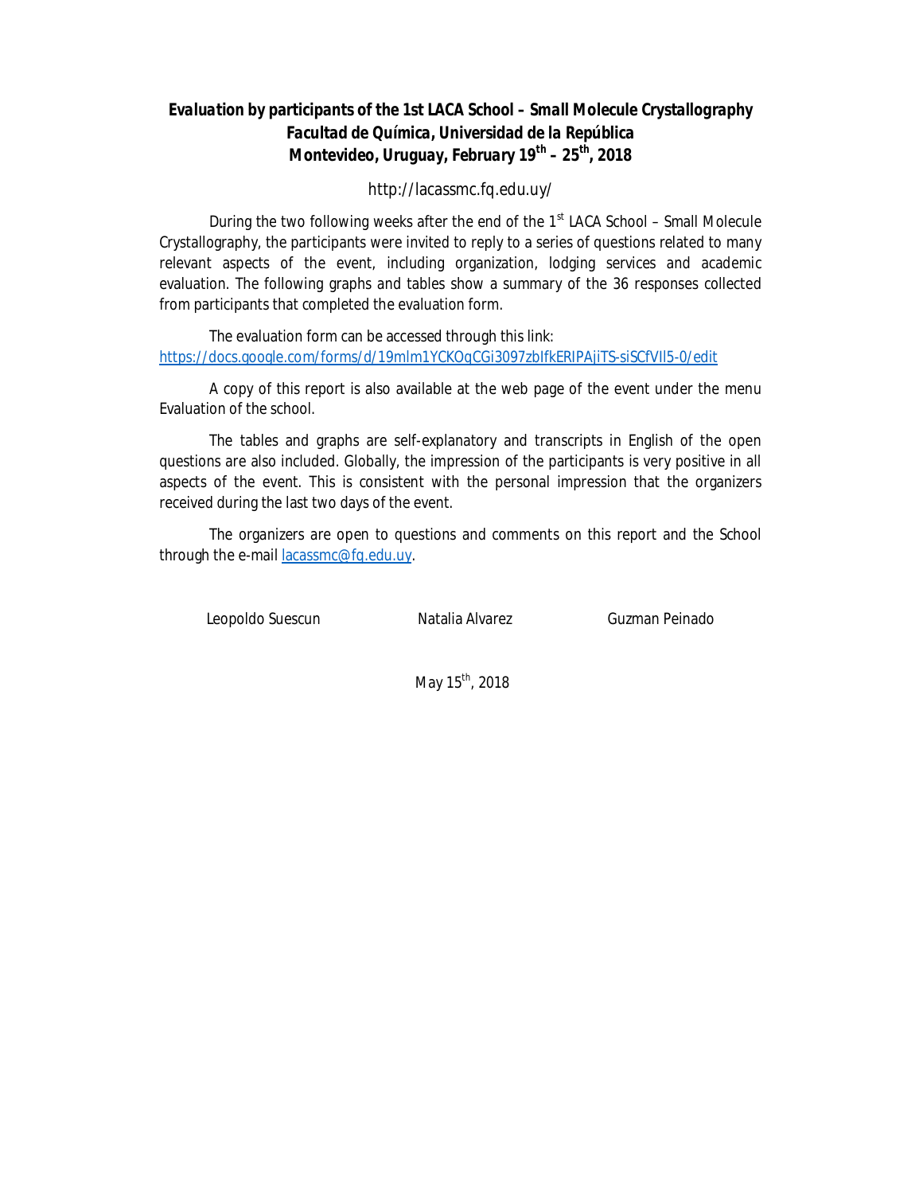# *Evaluation by participants of the 1st LACA School – Small Molecule Crystallography*
## *Facultad de Química, Universidad de la República*
## *Montevideo, Uruguay, February 19th – 25th, 2018*

http://lacassmc.fq.edu.uy/

During the two following weeks after the end of the 1st LACA School – Small Molecule Crystallography, the participants were invited to reply to a series of questions related to many relevant aspects of the event, including organization, lodging services and academic evaluation. The following graphs and tables show a summary of the 36 responses collected from participants that completed the evaluation form.

The evaluation form can be accessed through this link:
https://docs.google.com/forms/d/19mlm1YCKOqCGi3097zbIfkERIPAjiTS-siSCfVIl5-0/edit

A copy of this report is also available at the web page of the event under the menu Evaluation of the school.

The tables and graphs are self-explanatory and transcripts in English of the open questions are also included. Globally, the impression of the participants is very positive in all aspects of the event. This is consistent with the personal impression that the organizers received during the last two days of the event.

The organizers are open to questions and comments on this report and the School through the e-mail lacassmc@fq.edu.uy.

Leopoldo Suescun    Natalia Alvarez    Guzman Peinado

May 15th, 2018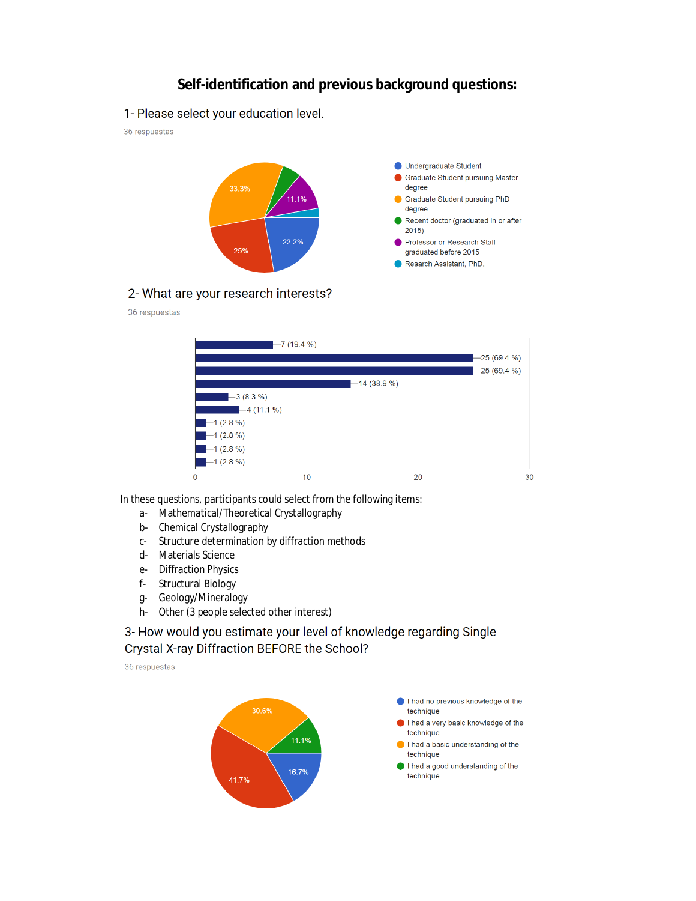# Self-identification and previous background questions:

1- Please select your education level.

36 respuestas

- Undergraduate Student: 22.2%
- Graduate Student pursuing Master degree: 25%
- Graduate Student pursuing PhD degree: 33.3%
- Recent doctor (graduated in or after 2015)
- Professor or Research Staff graduated before 2015: 11.1%
- Resarch Assistant, PhD.

2- What are your research interests?

36 respuestas

| Item | Count |
|---|---|
| a | 7 (19.4 %) |
| b | 25 (69.4 %) |
| c | 25 (69.4 %) |
| d | 14 (38.9 %) |
| e | 3 (8.3 %) |
| f | 4 (11.1 %) |
| g | 1 (2.8 %) |
| h | 1 (2.8 %) |
| | 1 (2.8 %) |
| | 1 (2.8 %) |

In these questions, participants could select from the following items:

a- Mathematical/Theoretical Crystallography
b- Chemical Crystallography
c- Structure determination by diffraction methods
d- Materials Science
e- Diffraction Physics
f- Structural Biology
g- Geology/Mineralogy
h- Other (3 people selected other interest)

3- How would you estimate your level of knowledge regarding Single Crystal X-ray Diffraction BEFORE the School?

36 respuestas

- I had no previous knowledge of the technique: 16.7%
- I had a very basic knowledge of the technique: 41.7%
- I had a basic understanding of the technique: 30.6%
- I had a good understanding of the technique: 11.1%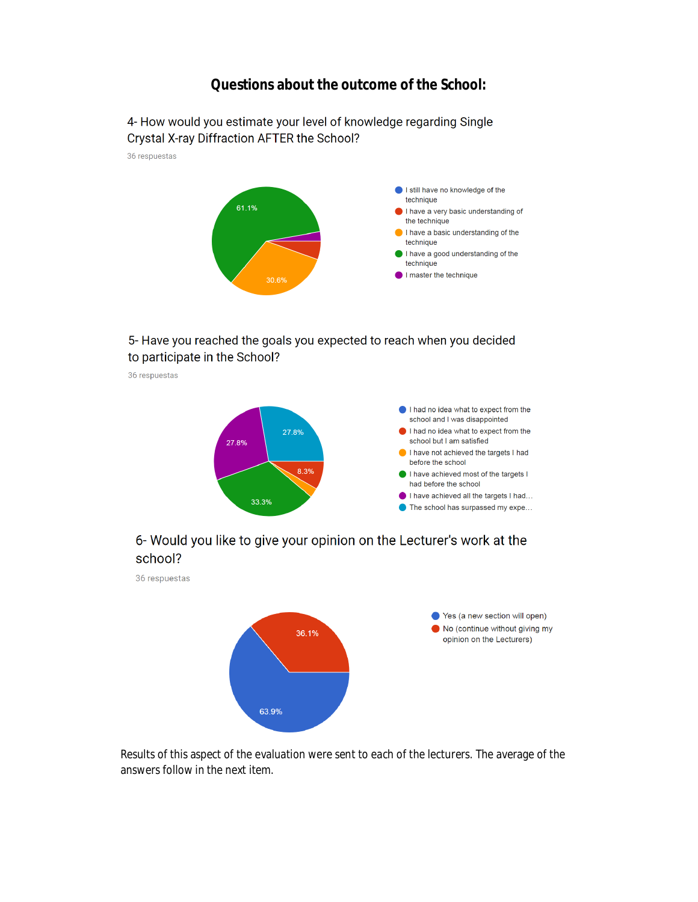## Questions about the outcome of the School:

4- How would you estimate your level of knowledge regarding Single Crystal X-ray Diffraction AFTER the School?

36 respuestas

- I still have no knowledge of the technique
- I have a very basic understanding of the technique
- I have a basic understanding of the technique — 30.6%
- I have a good understanding of the technique — 61.1%
- I master the technique

5- Have you reached the goals you expected to reach when you decided to participate in the School?

36 respuestas

- I had no idea what to expect from the school and I was disappointed
- I had no idea what to expect from the school but I am satisfied — 8.3%
- I have not achieved the targets I had before the school
- I have achieved most of the targets I had before the school — 33.3%
- I have achieved all the targets I had… — 27.8%
- The school has surpassed my expe… — 27.8%

6- Would you like to give your opinion on the Lecturer's work at the school?

36 respuestas

- Yes (a new section will open) — 63.9%
- No (continue without giving my opinion on the Lecturers) — 36.1%

Results of this aspect of the evaluation were sent to each of the lecturers. The average of the answers follow in the next item.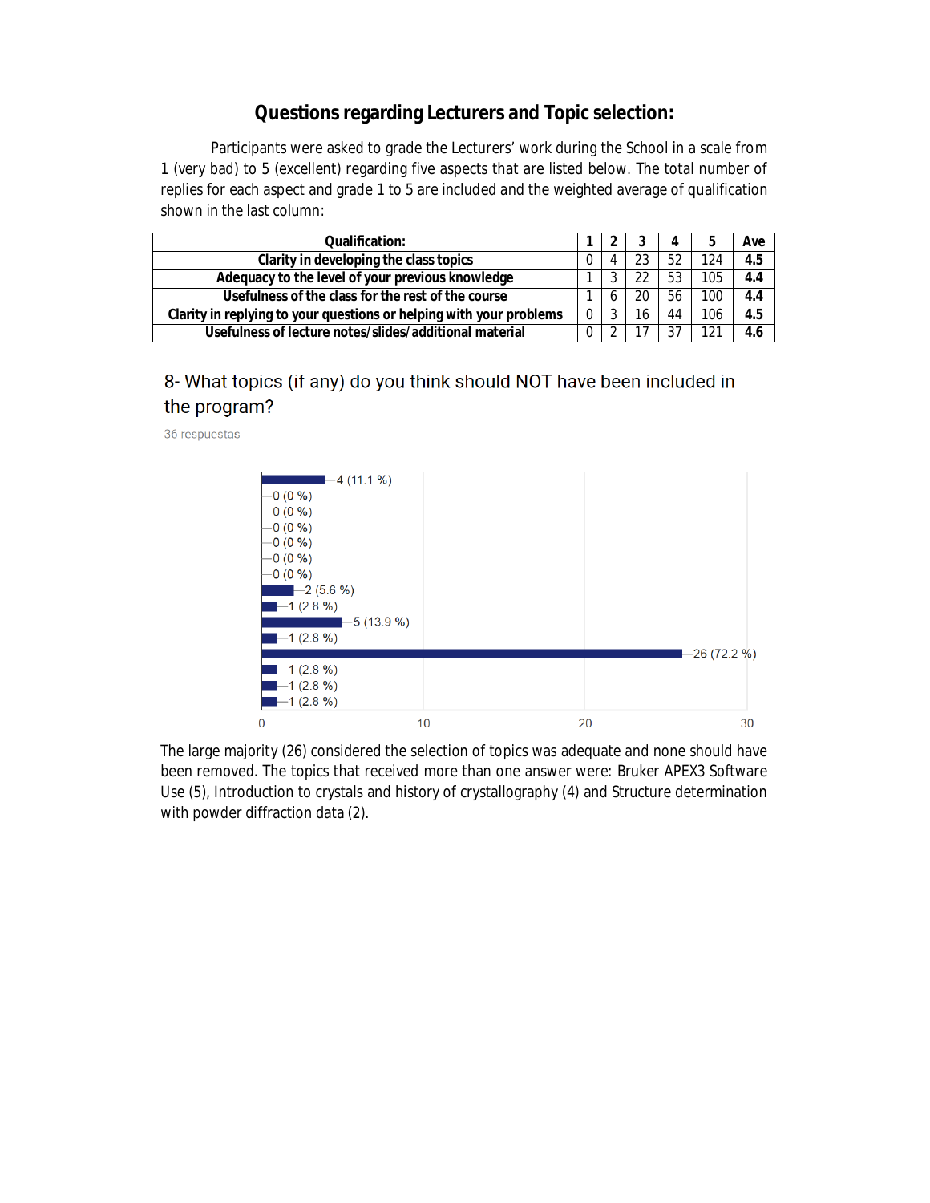## Questions regarding Lecturers and Topic selection:

Participants were asked to grade the Lecturers' work during the School in a scale from 1 (very bad) to 5 (excellent) regarding five aspects that are listed below. The total number of replies for each aspect and grade 1 to 5 are included and the weighted average of qualification shown in the last column:

| Qualification: | 1 | 2 | 3 | 4 | 5 | Ave |
|---|---|---|---|---|---|---|
| Clarity in developing the class topics | 0 | 4 | 23 | 52 | 124 | 4.5 |
| Adequacy to the level of your previous knowledge | 1 | 3 | 22 | 53 | 105 | 4.4 |
| Usefulness of the class for the rest of the course | 1 | 6 | 20 | 56 | 100 | 4.4 |
| Clarity in replying to your questions or helping with your problems | 0 | 3 | 16 | 44 | 106 | 4.5 |
| Usefulness of lecture notes/slides/additional material | 0 | 2 | 17 | 37 | 121 | 4.6 |

8- What topics (if any) do you think should NOT have been included in the program?

36 respuestas

4 (11.1 %)
0 (0 %)
0 (0 %)
0 (0 %)
0 (0 %)
0 (0 %)
0 (0 %)
2 (5.6 %)
1 (2.8 %)
5 (13.9 %)
1 (2.8 %)
26 (72.2 %)
1 (2.8 %)
1 (2.8 %)
1 (2.8 %)

0 10 20 30

The large majority (26) considered the selection of topics was adequate and none should have been removed. The topics that received more than one answer were: Bruker APEX3 Software Use (5), Introduction to crystals and history of crystallography (4) and Structure determination with powder diffraction data (2).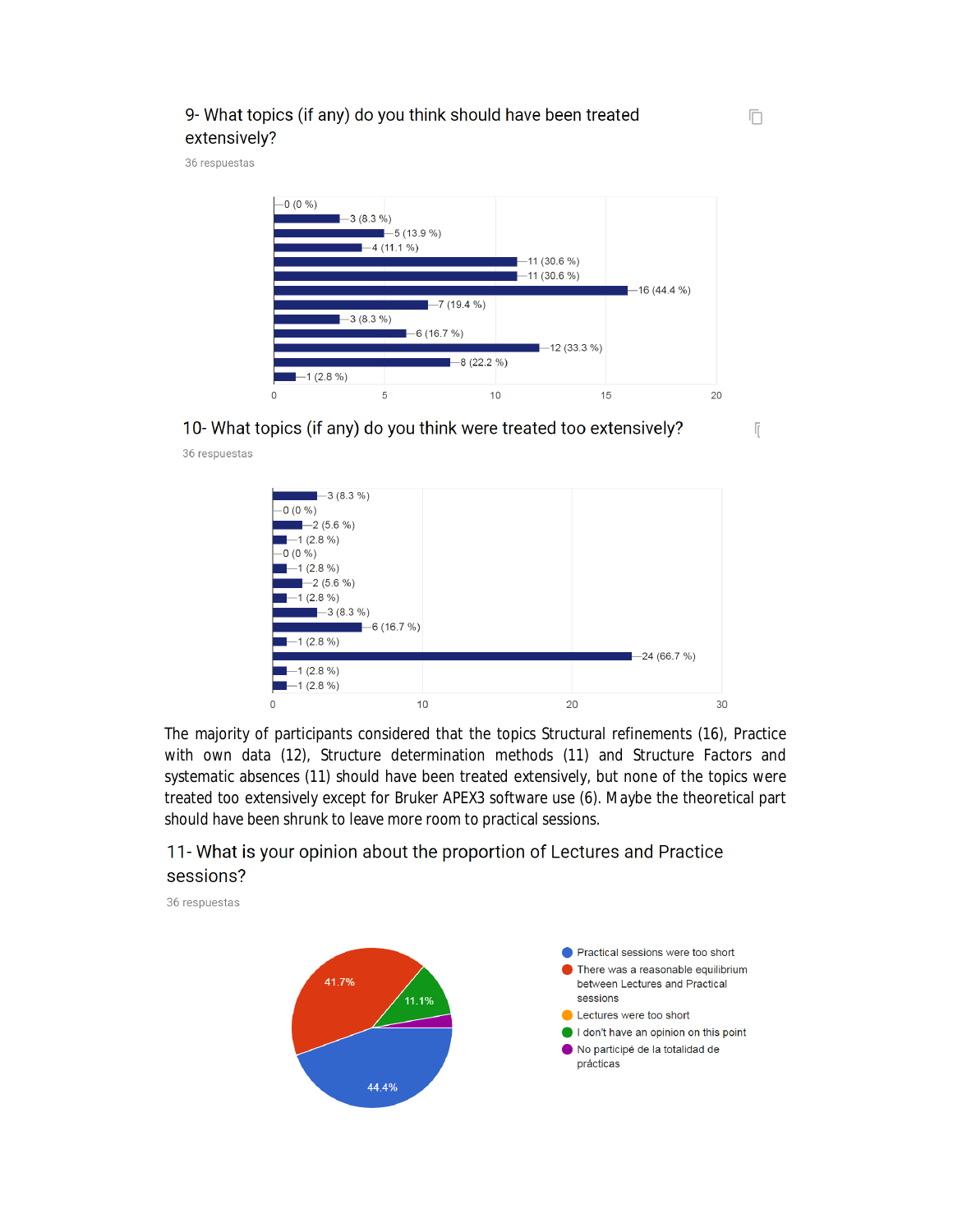9- What topics (if any) do you think should have been treated extensively?

36 respuestas

| Value |
|---|
| 0 (0 %) |
| 3 (8.3 %) |
| 5 (13.9 %) |
| 4 (11.1 %) |
| 11 (30.6 %) |
| 11 (30.6 %) |
| 16 (44.4 %) |
| 7 (19.4 %) |
| 3 (8.3 %) |
| 6 (16.7 %) |
| 12 (33.3 %) |
| 8 (22.2 %) |
| 1 (2.8 %) |

10- What topics (if any) do you think were treated too extensively?

36 respuestas

| Value |
|---|
| 3 (8.3 %) |
| 0 (0 %) |
| 2 (5.6 %) |
| 1 (2.8 %) |
| 0 (0 %) |
| 1 (2.8 %) |
| 2 (5.6 %) |
| 1 (2.8 %) |
| 3 (8.3 %) |
| 6 (16.7 %) |
| 1 (2.8 %) |
| 24 (66.7 %) |
| 1 (2.8 %) |
| 1 (2.8 %) |

The majority of participants considered that the topics Structural refinements (16), Practice with own data (12), Structure determination methods (11) and Structure Factors and systematic absences (11) should have been treated extensively, but none of the topics were treated too extensively except for Bruker APEX3 software use (6). Maybe the theoretical part should have been shrunk to leave more room to practical sessions.

11- What is your opinion about the proportion of Lectures and Practice sessions?

36 respuestas

| Answer | Percentage |
|---|---|
| Practical sessions were too short | 44.4% |
| There was a reasonable equilibrium between Lectures and Practical sessions | 41.7% |
| Lectures were too short | |
| I don't have an opinion on this point | 11.1% |
| No participé de la totalidad de prácticas | |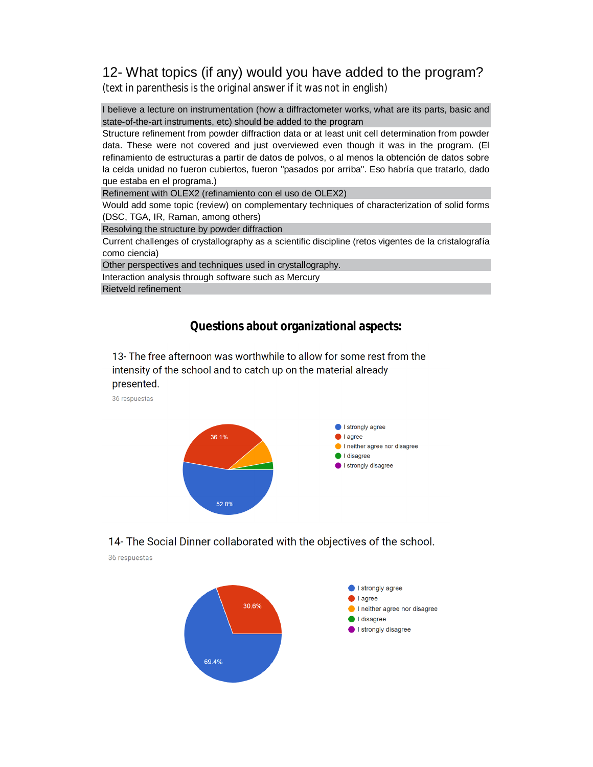## 12- What topics (if any) would you have added to the program?

(text in parenthesis is the original answer if it was not in english)

| |
|---|
| I believe a lecture on instrumentation (how a diffractometer works, what are its parts, basic and state-of-the-art instruments, etc) should be added to the program |
| Structure refinement from powder diffraction data or at least unit cell determination from powder data. These were not covered and just overviewed even though it was in the program. (El refinamiento de estructuras a partir de datos de polvos, o al menos la obtención de datos sobre la celda unidad no fueron cubiertos, fueron "pasados por arriba". Eso habría que tratarlo, dado que estaba en el programa.) |
| Refinement with OLEX2 (refinamiento con el uso de OLEX2) |
| Would add some topic (review) on complementary techniques of characterization of solid forms (DSC, TGA, IR, Raman, among others) |
| Resolving the structure by powder diffraction |
| Current challenges of crystallography as a scientific discipline (retos vigentes de la cristalografía como ciencia) |
| Other perspectives and techniques used in crystallography. |
| Interaction analysis through software such as Mercury |
| Rietveld refinement |

## Questions about organizational aspects:

13- The free afternoon was worthwhile to allow for some rest from the intensity of the school and to catch up on the material already presented.

36 respuestas

- I strongly agree: 52.8%
- I agree: 36.1%
- I neither agree nor disagree
- I disagree
- I strongly disagree

14- The Social Dinner collaborated with the objectives of the school.

36 respuestas

- I strongly agree: 69.4%
- I agree: 30.6%
- I neither agree nor disagree
- I disagree
- I strongly disagree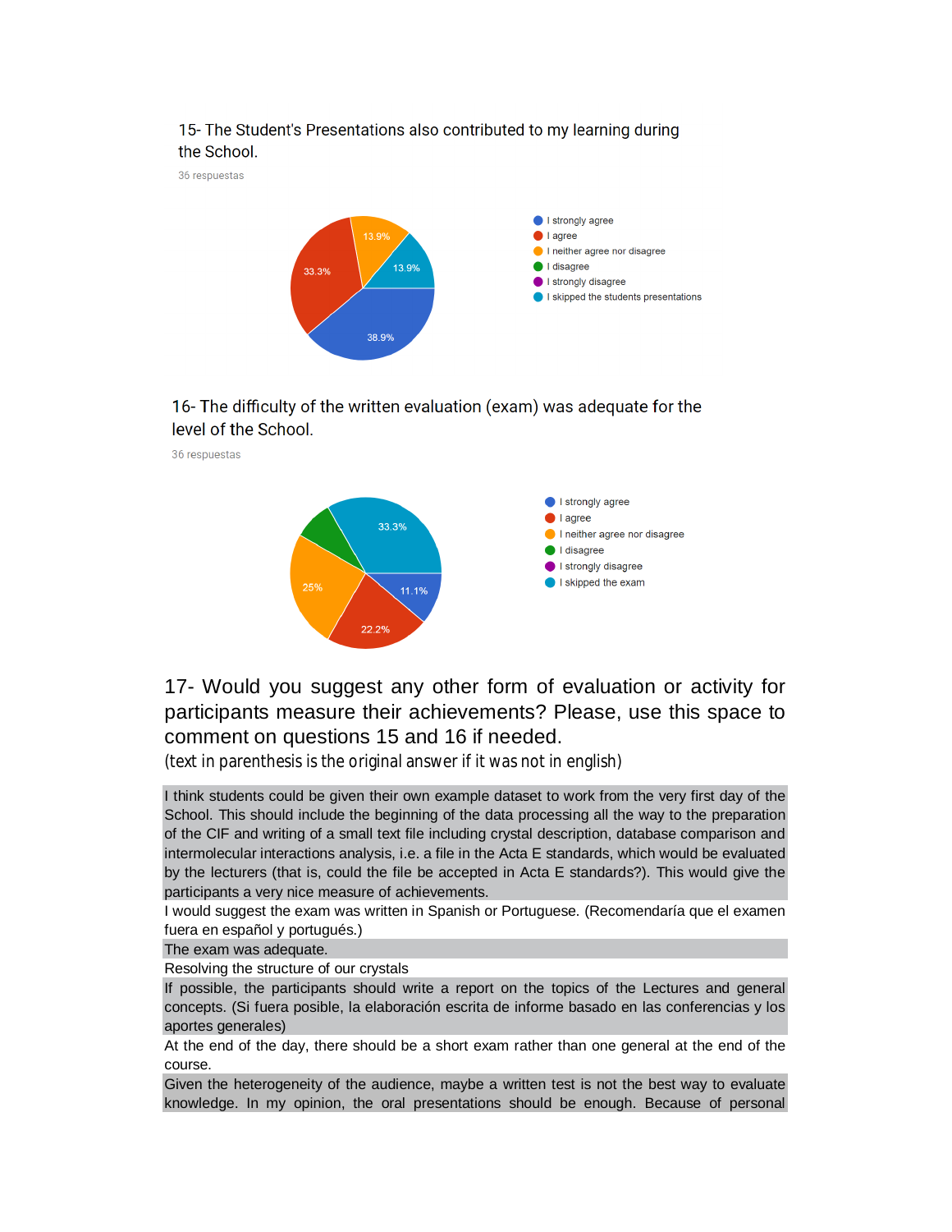15- The Student's Presentations also contributed to my learning during the School.

36 respuestas

- I strongly agree
- I agree
- I neither agree nor disagree
- I disagree
- I strongly disagree
- I skipped the students presentations

38.9% / 33.3% / 13.9% / 13.9%

16- The difficulty of the written evaluation (exam) was adequate for the level of the School.

36 respuestas

- I strongly agree
- I agree
- I neither agree nor disagree
- I disagree
- I strongly disagree
- I skipped the exam

33.3% / 11.1% / 22.2% / 25%

## 17- Would you suggest any other form of evaluation or activity for participants measure their achievements? Please, use this space to comment on questions 15 and 16 if needed.

(text in parenthesis is the original answer if it was not in english)

I think students could be given their own example dataset to work from the very first day of the School. This should include the beginning of the data processing all the way to the preparation of the CIF and writing of a small text file including crystal description, database comparison and intermolecular interactions analysis, i.e. a file in the Acta E standards, which would be evaluated by the lecturers (that is, could the file be accepted in Acta E standards?). This would give the participants a very nice measure of achievements.

I would suggest the exam was written in Spanish or Portuguese. (Recomendaría que el examen fuera en español y portugués.)

The exam was adequate.

Resolving the structure of our crystals

If possible, the participants should write a report on the topics of the Lectures and general concepts. (Si fuera posible, la elaboración escrita de informe basado en las conferencias y los aportes generales)

At the end of the day, there should be a short exam rather than one general at the end of the course.

Given the heterogeneity of the audience, maybe a written test is not the best way to evaluate knowledge. In my opinion, the oral presentations should be enough. Because of personal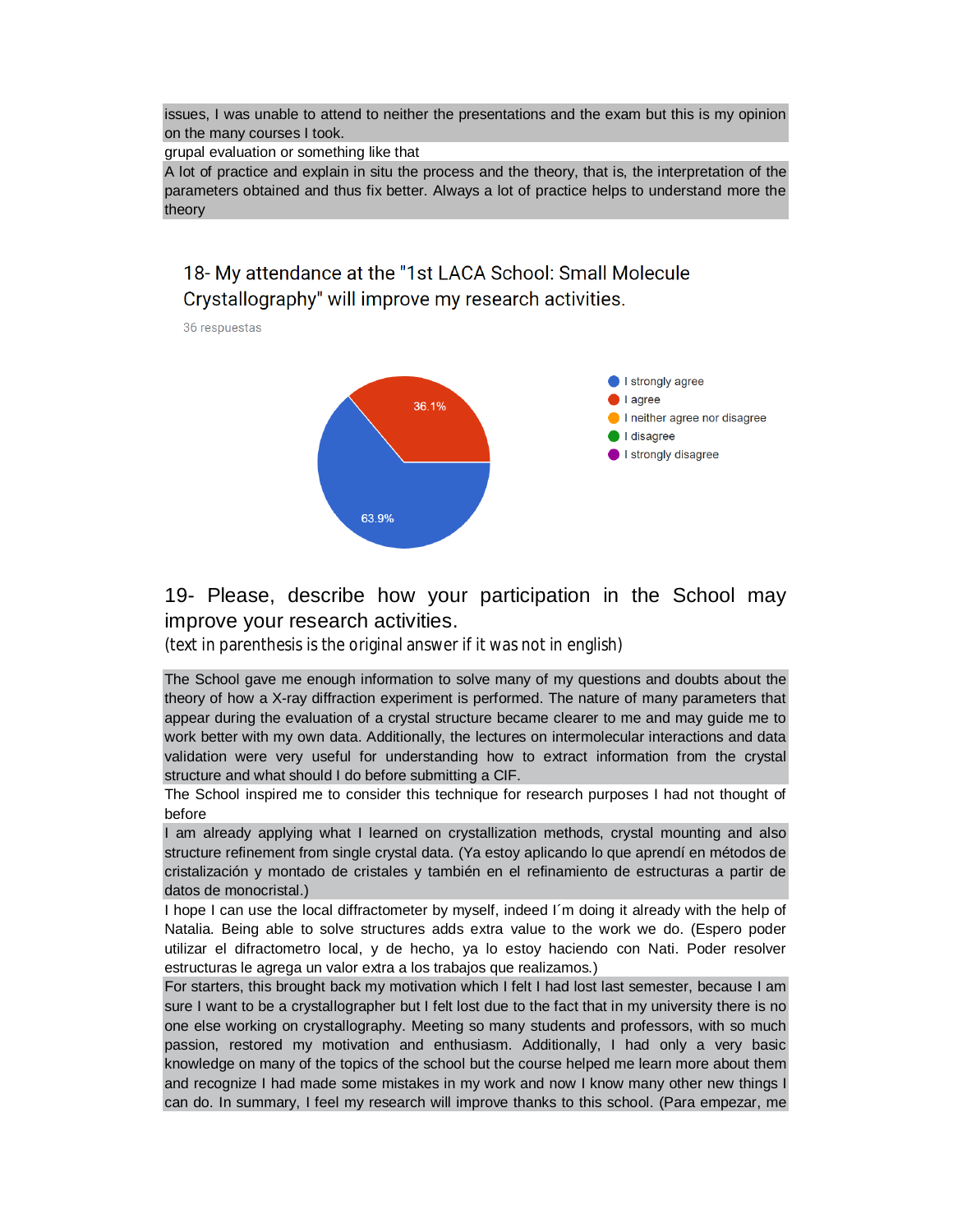issues, I was unable to attend to neither the presentations and the exam but this is my opinion on the many courses I took.

grupal evaluation or something like that

A lot of practice and explain in situ the process and the theory, that is, the interpretation of the parameters obtained and thus fix better. Always a lot of practice helps to understand more the theory

## 18- My attendance at the "1st LACA School: Small Molecule Crystallography" will improve my research activities.

36 respuestas

| Response | Percentage |
| --- | --- |
| I strongly agree | 63.9% |
| I agree | 36.1% |
| I neither agree nor disagree | |
| I disagree | |
| I strongly disagree | |

## 19- Please, describe how your participation in the School may improve your research activities.

(text in parenthesis is the original answer if it was not in english)

The School gave me enough information to solve many of my questions and doubts about the theory of how a X-ray diffraction experiment is performed. The nature of many parameters that appear during the evaluation of a crystal structure became clearer to me and may guide me to work better with my own data. Additionally, the lectures on intermolecular interactions and data validation were very useful for understanding how to extract information from the crystal structure and what should I do before submitting a CIF.

The School inspired me to consider this technique for research purposes I had not thought of before

I am already applying what I learned on crystallization methods, crystal mounting and also structure refinement from single crystal data. (Ya estoy aplicando lo que aprendí en métodos de cristalización y montado de cristales y también en el refinamiento de estructuras a partir de datos de monocristal.)

I hope I can use the local diffractometer by myself, indeed I´m doing it already with the help of Natalia. Being able to solve structures adds extra value to the work we do. (Espero poder utilizar el difractometro local, y de hecho, ya lo estoy haciendo con Nati. Poder resolver estructuras le agrega un valor extra a los trabajos que realizamos.)

For starters, this brought back my motivation which I felt I had lost last semester, because I am sure I want to be a crystallographer but I felt lost due to the fact that in my university there is no one else working on crystallography. Meeting so many students and professors, with so much passion, restored my motivation and enthusiasm. Additionally, I had only a very basic knowledge on many of the topics of the school but the course helped me learn more about them and recognize I had made some mistakes in my work and now I know many other new things I can do. In summary, I feel my research will improve thanks to this school. (Para empezar, me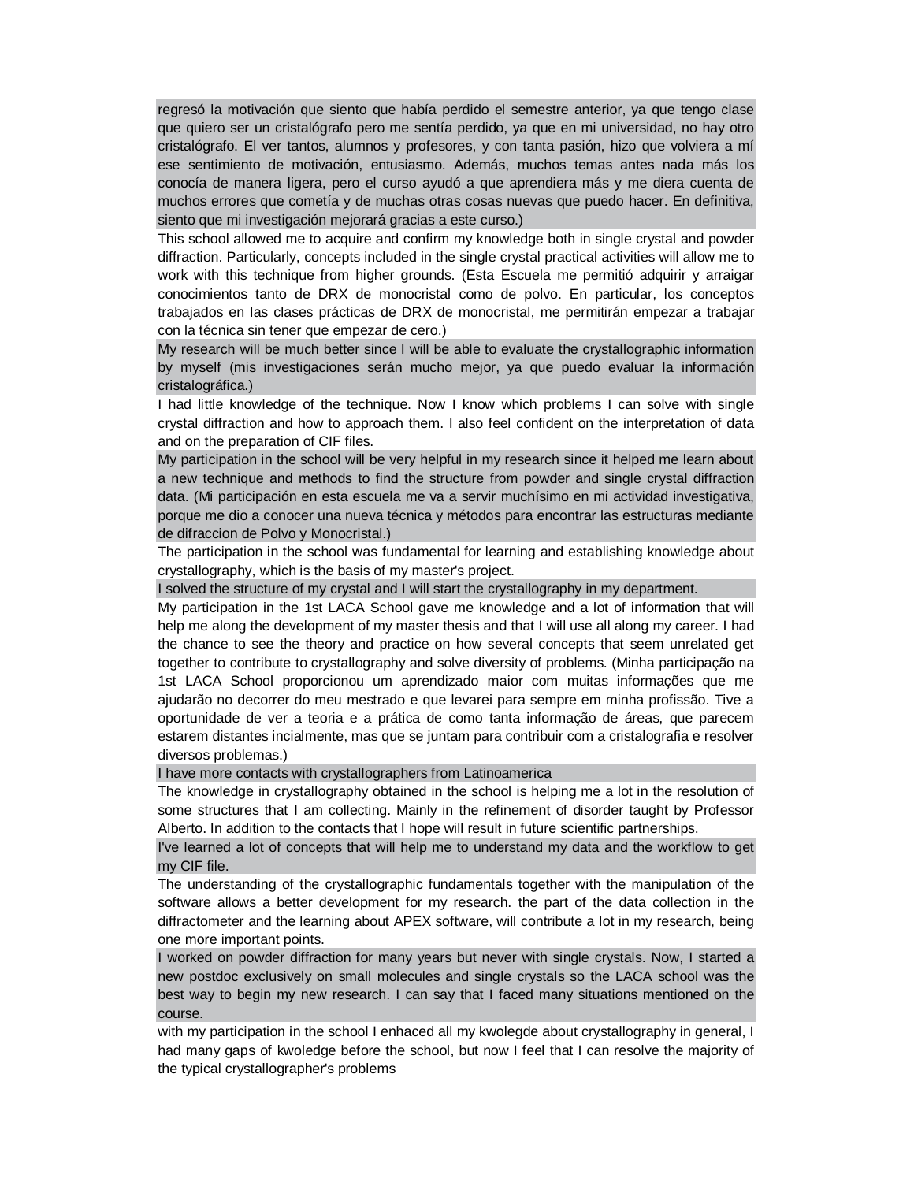regresó la motivación que siento que había perdido el semestre anterior, ya que tengo clase que quiero ser un cristalógrafo pero me sentía perdido, ya que en mi universidad, no hay otro cristalógrafo. El ver tantos, alumnos y profesores, y con tanta pasión, hizo que volviera a mí ese sentimiento de motivación, entusiasmo. Además, muchos temas antes nada más los conocía de manera ligera, pero el curso ayudó a que aprendiera más y me diera cuenta de muchos errores que cometía y de muchas otras cosas nuevas que puedo hacer. En definitiva, siento que mi investigación mejorará gracias a este curso.)

This school allowed me to acquire and confirm my knowledge both in single crystal and powder diffraction. Particularly, concepts included in the single crystal practical activities will allow me to work with this technique from higher grounds. (Esta Escuela me permitió adquirir y arraigar conocimientos tanto de DRX de monocristal como de polvo. En particular, los conceptos trabajados en las clases prácticas de DRX de monocristal, me permitirán empezar a trabajar con la técnica sin tener que empezar de cero.)

My research will be much better since I will be able to evaluate the crystallographic information by myself (mis investigaciones serán mucho mejor, ya que puedo evaluar la información cristalográfica.)

I had little knowledge of the technique. Now I know which problems I can solve with single crystal diffraction and how to approach them. I also feel confident on the interpretation of data and on the preparation of CIF files.

My participation in the school will be very helpful in my research since it helped me learn about a new technique and methods to find the structure from powder and single crystal diffraction data. (Mi participación en esta escuela me va a servir muchísimo en mi actividad investigativa, porque me dio a conocer una nueva técnica y métodos para encontrar las estructuras mediante de difraccion de Polvo y Monocristal.)

The participation in the school was fundamental for learning and establishing knowledge about crystallography, which is the basis of my master's project.

I solved the structure of my crystal and I will start the crystallography in my department.

My participation in the 1st LACA School gave me knowledge and a lot of information that will help me along the development of my master thesis and that I will use all along my career. I had the chance to see the theory and practice on how several concepts that seem unrelated get together to contribute to crystallography and solve diversity of problems. (Minha participação na 1st LACA School proporcionou um aprendizado maior com muitas informações que me ajudarão no decorrer do meu mestrado e que levarei para sempre em minha profissão. Tive a oportunidade de ver a teoria e a prática de como tanta informação de áreas, que parecem estarem distantes incialmente, mas que se juntam para contribuir com a cristalografia e resolver diversos problemas.)

I have more contacts with crystallographers from Latinoamerica

The knowledge in crystallography obtained in the school is helping me a lot in the resolution of some structures that I am collecting. Mainly in the refinement of disorder taught by Professor Alberto. In addition to the contacts that I hope will result in future scientific partnerships.

I've learned a lot of concepts that will help me to understand my data and the workflow to get my CIF file.

The understanding of the crystallographic fundamentals together with the manipulation of the software allows a better development for my research. the part of the data collection in the diffractometer and the learning about APEX software, will contribute a lot in my research, being one more important points.

I worked on powder diffraction for many years but never with single crystals. Now, I started a new postdoc exclusively on small molecules and single crystals so the LACA school was the best way to begin my new research. I can say that I faced many situations mentioned on the course.

with my participation in the school I enhaced all my kwolegde about crystallography in general, I had many gaps of kwoledge before the school, but now I feel that I can resolve the majority of the typical crystallographer's problems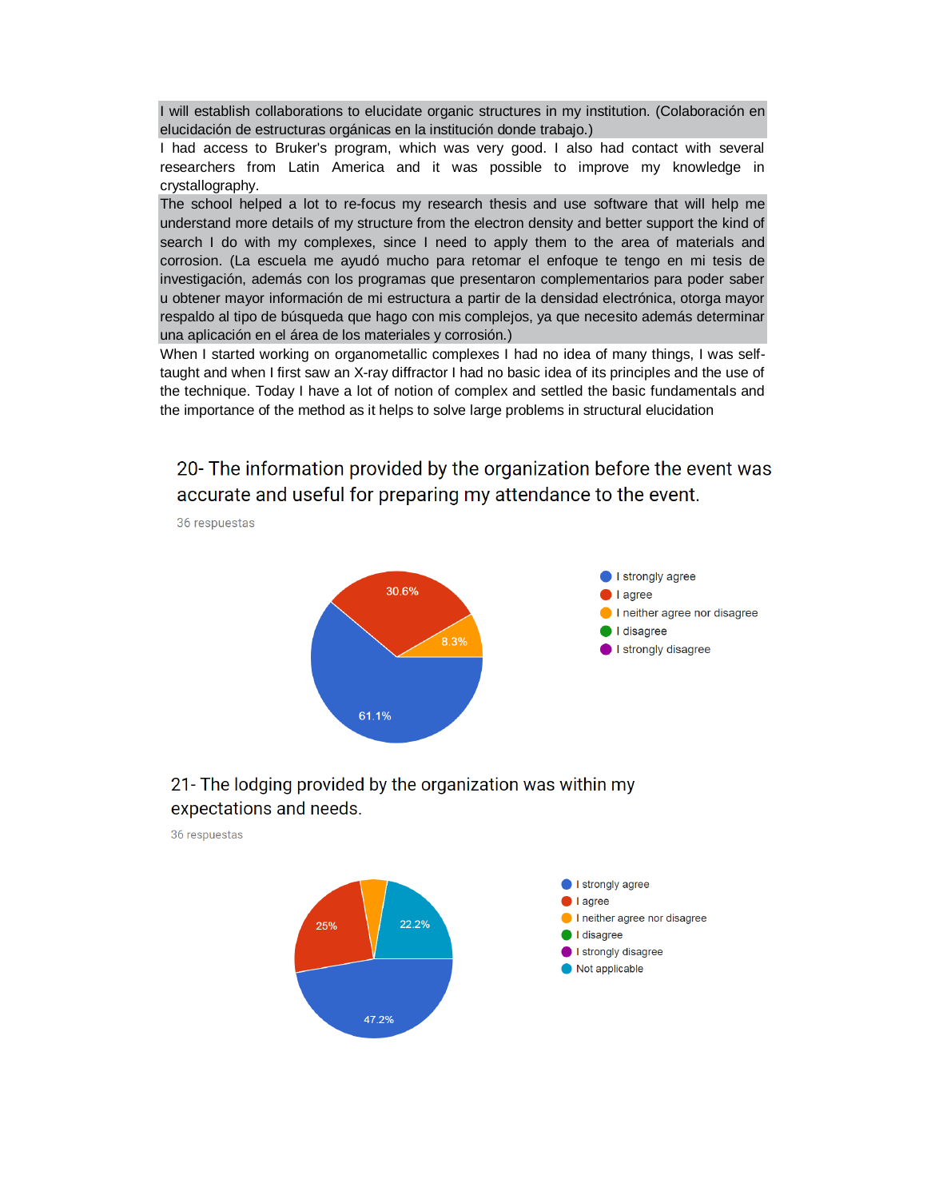I will establish collaborations to elucidate organic structures in my institution. (Colaboración en elucidación de estructuras orgánicas en la institución donde trabajo.)

I had access to Bruker's program, which was very good. I also had contact with several researchers from Latin America and it was possible to improve my knowledge in crystallography.

The school helped a lot to re-focus my research thesis and use software that will help me understand more details of my structure from the electron density and better support the kind of search I do with my complexes, since I need to apply them to the area of materials and corrosion. (La escuela me ayudó mucho para retomar el enfoque te tengo en mi tesis de investigación, además con los programas que presentaron complementarios para poder saber u obtener mayor información de mi estructura a partir de la densidad electrónica, otorga mayor respaldo al tipo de búsqueda que hago con mis complejos, ya que necesito además determinar una aplicación en el área de los materiales y corrosión.)

When I started working on organometallic complexes I had no idea of many things, I was self-taught and when I first saw an X-ray diffractor I had no basic idea of its principles and the use of the technique. Today I have a lot of notion of complex and settled the basic fundamentals and the importance of the method as it helps to solve large problems in structural elucidation

## 20- The information provided by the organization before the event was accurate and useful for preparing my attendance to the event.

36 respuestas

| Response | Percentage |
|---|---|
| I strongly agree | 61.1% |
| I agree | 30.6% |
| I neither agree nor disagree | 8.3% |
| I disagree | |
| I strongly disagree | |

## 21- The lodging provided by the organization was within my expectations and needs.

36 respuestas

| Response | Percentage |
|---|---|
| I strongly agree | 47.2% |
| I agree | 25% |
| I neither agree nor disagree | |
| I disagree | |
| I strongly disagree | |
| Not applicable | 22.2% |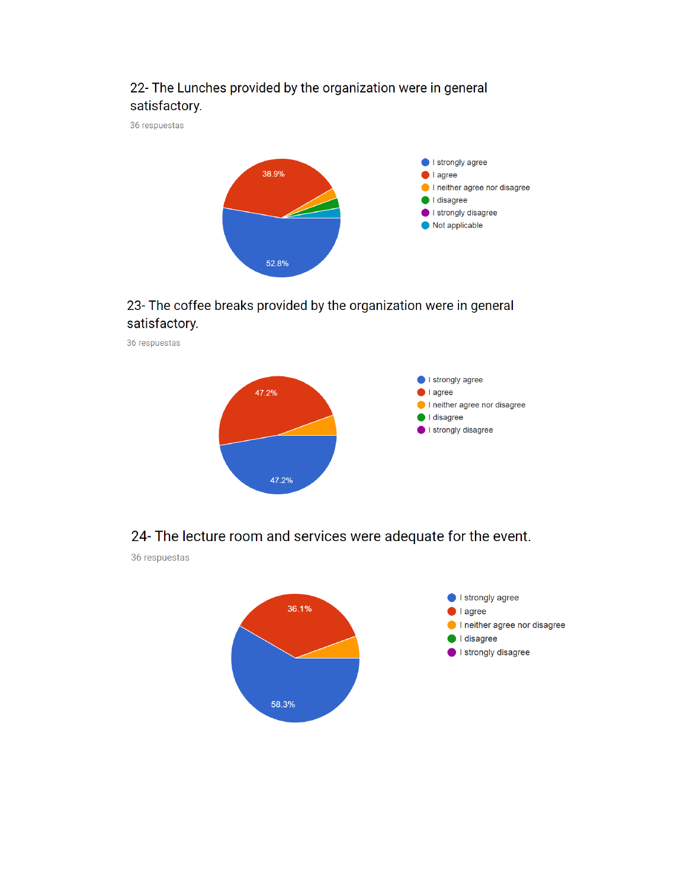22- The Lunches provided by the organization were in general satisfactory.

36 respuestas

- I strongly agree
- I agree
- I neither agree nor disagree
- I disagree
- I strongly disagree
- Not applicable

52.8%

38.9%

23- The coffee breaks provided by the organization were in general satisfactory.

36 respuestas

- I strongly agree
- I agree
- I neither agree nor disagree
- I disagree
- I strongly disagree

47.2%

47.2%

24- The lecture room and services were adequate for the event.

36 respuestas

- I strongly agree
- I agree
- I neither agree nor disagree
- I disagree
- I strongly disagree

58.3%

36.1%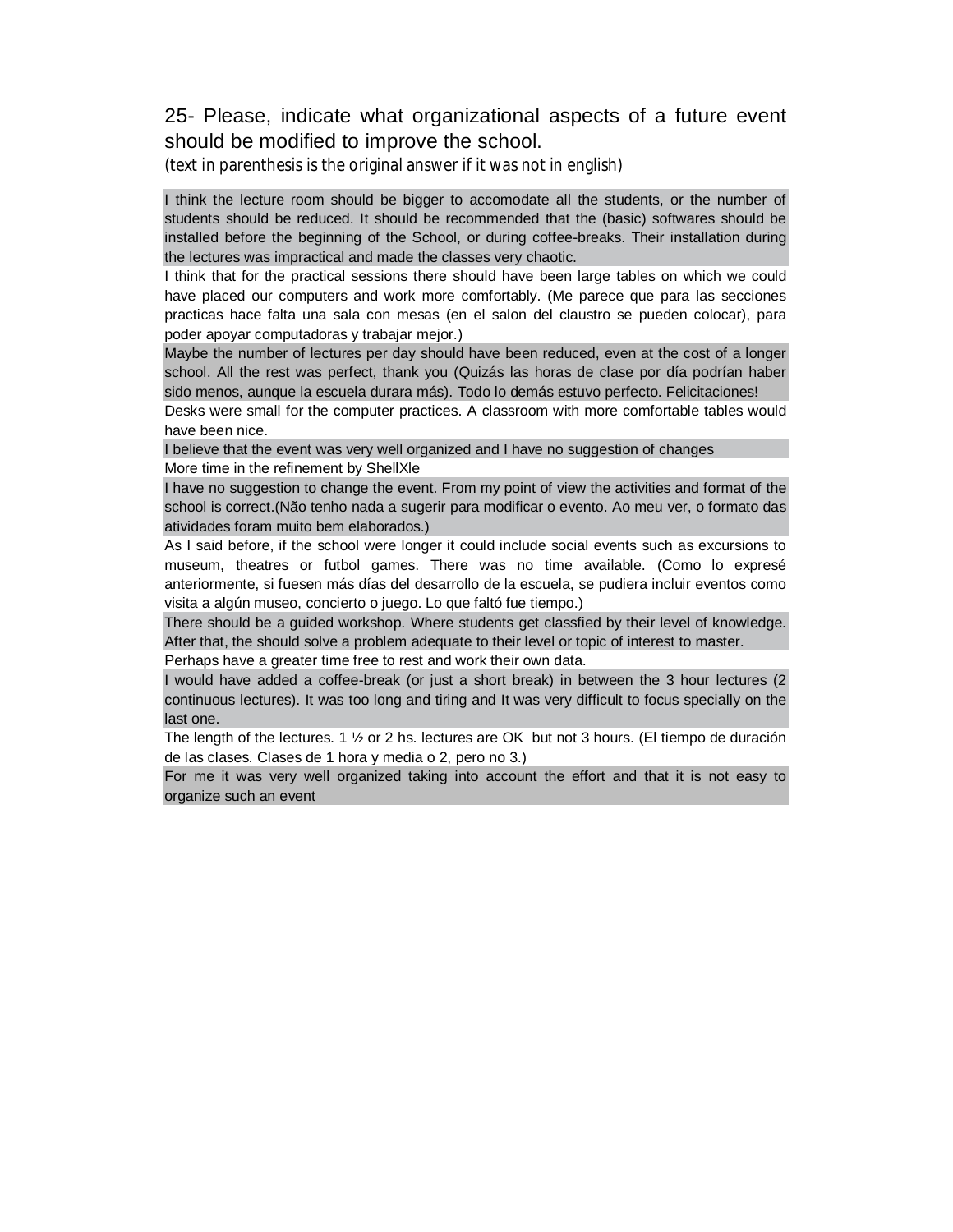## 25- Please, indicate what organizational aspects of a future event should be modified to improve the school.

*(text in parenthesis is the original answer if it was not in english)*

I think the lecture room should be bigger to accomodate all the students, or the number of students should be reduced. It should be recommended that the (basic) softwares should be installed before the beginning of the School, or during coffee-breaks. Their installation during the lectures was impractical and made the classes very chaotic.

I think that for the practical sessions there should have been large tables on which we could have placed our computers and work more comfortably. (Me parece que para las secciones practicas hace falta una sala con mesas (en el salon del claustro se pueden colocar), para poder apoyar computadoras y trabajar mejor.)

Maybe the number of lectures per day should have been reduced, even at the cost of a longer school. All the rest was perfect, thank you (Quizás las horas de clase por día podrían haber sido menos, aunque la escuela durara más). Todo lo demás estuvo perfecto. Felicitaciones!

Desks were small for the computer practices. A classroom with more comfortable tables would have been nice.

I believe that the event was very well organized and I have no suggestion of changes

More time in the refinement by ShellXle

I have no suggestion to change the event. From my point of view the activities and format of the school is correct.(Não tenho nada a sugerir para modificar o evento. Ao meu ver, o formato das atividades foram muito bem elaborados.)

As I said before, if the school were longer it could include social events such as excursions to museum, theatres or futbol games. There was no time available. (Como lo expresé anteriormente, si fuesen más días del desarrollo de la escuela, se pudiera incluir eventos como visita a algún museo, concierto o juego. Lo que faltó fue tiempo.)

There should be a guided workshop. Where students get classfied by their level of knowledge. After that, the should solve a problem adequate to their level or topic of interest to master.

Perhaps have a greater time free to rest and work their own data.

I would have added a coffee-break (or just a short break) in between the 3 hour lectures (2 continuous lectures). It was too long and tiring and It was very difficult to focus specially on the last one.

The length of the lectures. 1 ½ or 2 hs. lectures are OK but not 3 hours. (El tiempo de duración de las clases. Clases de 1 hora y media o 2, pero no 3.)

For me it was very well organized taking into account the effort and that it is not easy to organize such an event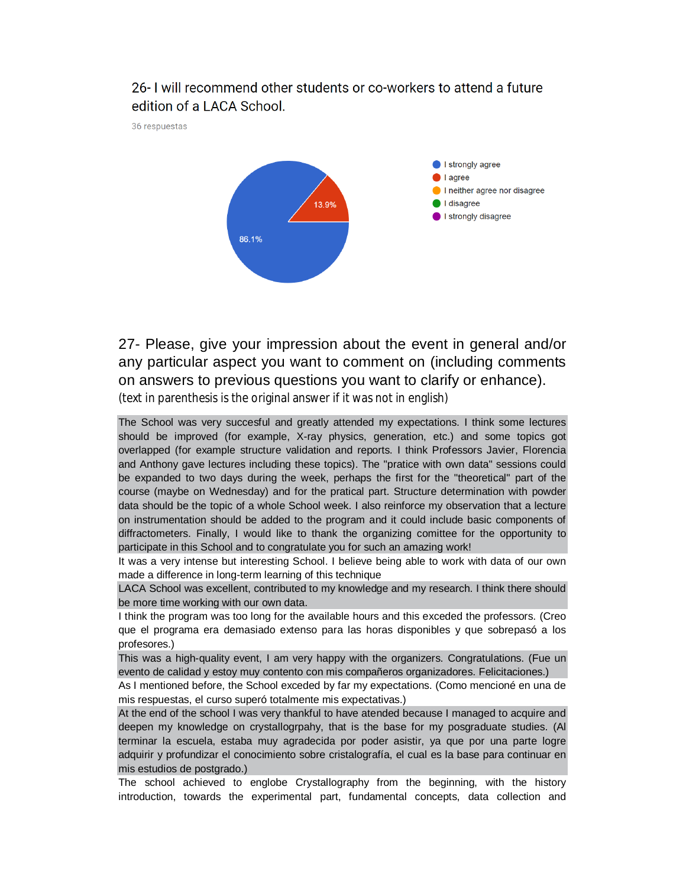26- I will recommend other students or co-workers to attend a future edition of a LACA School.

36 respuestas

- I strongly agree: 86.1%
- I agree: 13.9%
- I neither agree nor disagree
- I disagree
- I strongly disagree

## 27- Please, give your impression about the event in general and/or any particular aspect you want to comment on (including comments on answers to previous questions you want to clarify or enhance).

(text in parenthesis is the original answer if it was not in english)

The School was very succesful and greatly attended my expectations. I think some lectures should be improved (for example, X-ray physics, generation, etc.) and some topics got overlapped (for example structure validation and reports. I think Professors Javier, Florencia and Anthony gave lectures including these topics). The "pratice with own data" sessions could be expanded to two days during the week, perhaps the first for the "theoretical" part of the course (maybe on Wednesday) and for the pratical part. Structure determination with powder data should be the topic of a whole School week. I also reinforce my observation that a lecture on instrumentation should be added to the program and it could include basic components of diffractometers. Finally, I would like to thank the organizing comittee for the opportunity to participate in this School and to congratulate you for such an amazing work!

It was a very intense but interesting School. I believe being able to work with data of our own made a difference in long-term learning of this technique

LACA School was excellent, contributed to my knowledge and my research. I think there should be more time working with our own data.

I think the program was too long for the available hours and this exceded the professors. (Creo que el programa era demasiado extenso para las horas disponibles y que sobrepasó a los profesores.)

This was a high-quality event, I am very happy with the organizers. Congratulations. (Fue un evento de calidad y estoy muy contento con mis compañeros organizadores. Felicitaciones.)

As I mentioned before, the School exceded by far my expectations. (Como mencioné en una de mis respuestas, el curso superó totalmente mis expectativas.)

At the end of the school I was very thankful to have atended because I managed to acquire and deepen my knowledge on crystallogrpahy, that is the base for my posgraduate studies. (Al terminar la escuela, estaba muy agradecida por poder asistir, ya que por una parte logre adquirir y profundizar el conocimiento sobre cristalografía, el cual es la base para continuar en mis estudios de postgrado.)

The school achieved to englobe Crystallography from the beginning, with the history introduction, towards the experimental part, fundamental concepts, data collection and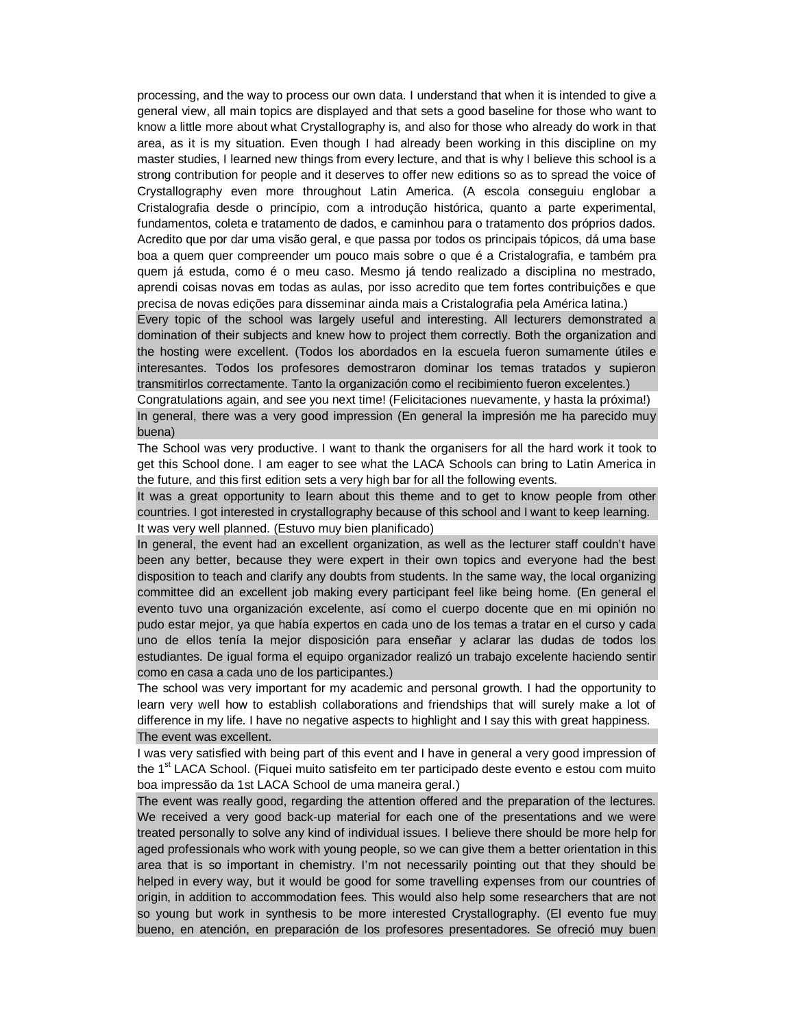processing, and the way to process our own data. I understand that when it is intended to give a general view, all main topics are displayed and that sets a good baseline for those who want to know a little more about what Crystallography is, and also for those who already do work in that area, as it is my situation. Even though I had already been working in this discipline on my master studies, I learned new things from every lecture, and that is why I believe this school is a strong contribution for people and it deserves to offer new editions so as to spread the voice of Crystallography even more throughout Latin America. (A escola conseguiu englobar a Cristalografia desde o princípio, com a introdução histórica, quanto a parte experimental, fundamentos, coleta e tratamento de dados, e caminhou para o tratamento dos próprios dados. Acredito que por dar uma visão geral, e que passa por todos os principais tópicos, dá uma base boa a quem quer compreender um pouco mais sobre o que é a Cristalografia, e também pra quem já estuda, como é o meu caso. Mesmo já tendo realizado a disciplina no mestrado, aprendi coisas novas em todas as aulas, por isso acredito que tem fortes contribuições e que precisa de novas edições para disseminar ainda mais a Cristalografia pela América latina.)

Every topic of the school was largely useful and interesting. All lecturers demonstrated a domination of their subjects and knew how to project them correctly. Both the organization and the hosting were excellent. (Todos los abordados en la escuela fueron sumamente útiles e interesantes. Todos los profesores demostraron dominar los temas tratados y supieron transmitirlos correctamente. Tanto la organización como el recibimiento fueron excelentes.)

Congratulations again, and see you next time! (Felicitaciones nuevamente, y hasta la próxima!)

In general, there was a very good impression (En general la impresión me ha parecido muy buena)

The School was very productive. I want to thank the organisers for all the hard work it took to get this School done. I am eager to see what the LACA Schools can bring to Latin America in the future, and this first edition sets a very high bar for all the following events.

It was a great opportunity to learn about this theme and to get to know people from other countries. I got interested in crystallography because of this school and I want to keep learning.

It was very well planned. (Estuvo muy bien planificado)

In general, the event had an excellent organization, as well as the lecturer staff couldn't have been any better, because they were expert in their own topics and everyone had the best disposition to teach and clarify any doubts from students. In the same way, the local organizing committee did an excellent job making every participant feel like being home. (En general el evento tuvo una organización excelente, así como el cuerpo docente que en mi opinión no pudo estar mejor, ya que había expertos en cada uno de los temas a tratar en el curso y cada uno de ellos tenía la mejor disposición para enseñar y aclarar las dudas de todos los estudiantes. De igual forma el equipo organizador realizó un trabajo excelente haciendo sentir como en casa a cada uno de los participantes.)

The school was very important for my academic and personal growth. I had the opportunity to learn very well how to establish collaborations and friendships that will surely make a lot of difference in my life. I have no negative aspects to highlight and I say this with great happiness.

The event was excellent.

I was very satisfied with being part of this event and I have in general a very good impression of the 1st LACA School. (Fiquei muito satisfeito em ter participado deste evento e estou com muito boa impressão da 1st LACA School de uma maneira geral.)

The event was really good, regarding the attention offered and the preparation of the lectures. We received a very good back-up material for each one of the presentations and we were treated personally to solve any kind of individual issues. I believe there should be more help for aged professionals who work with young people, so we can give them a better orientation in this area that is so important in chemistry. I'm not necessarily pointing out that they should be helped in every way, but it would be good for some travelling expenses from our countries of origin, in addition to accommodation fees. This would also help some researchers that are not so young but work in synthesis to be more interested Crystallography. (El evento fue muy bueno, en atención, en preparación de los profesores presentadores. Se ofreció muy buen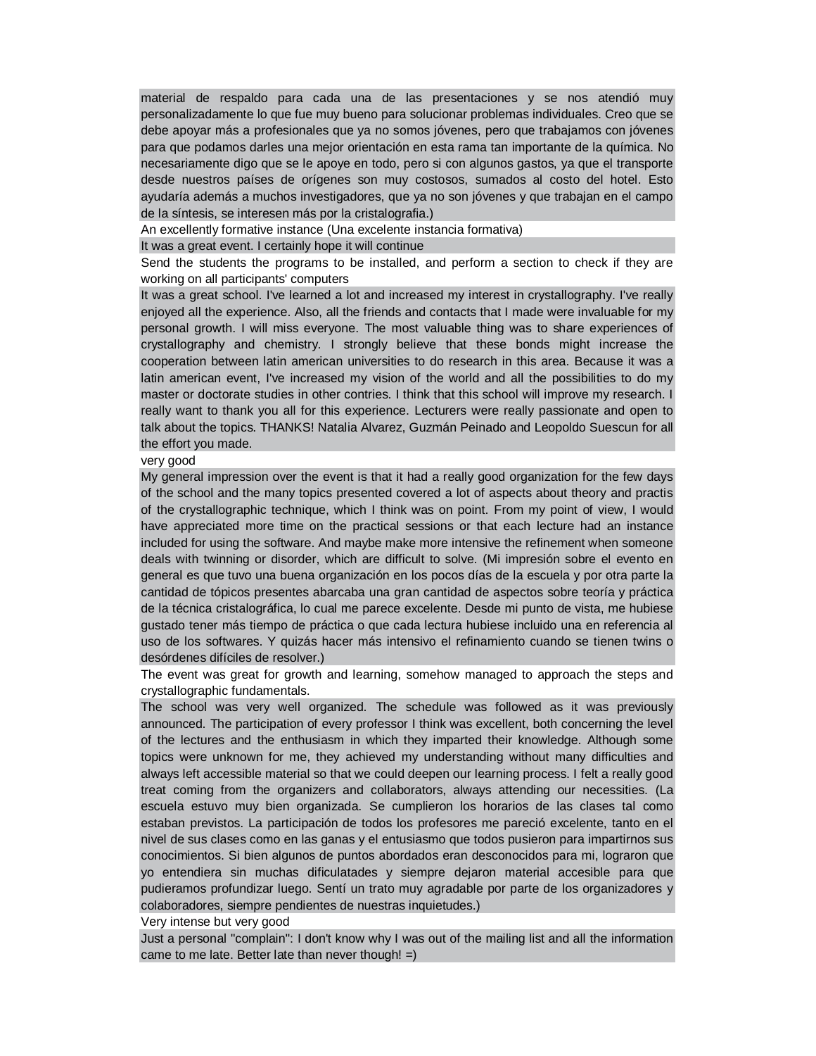material de respaldo para cada una de las presentaciones y se nos atendió muy personalizadamente lo que fue muy bueno para solucionar problemas individuales. Creo que se debe apoyar más a profesionales que ya no somos jóvenes, pero que trabajamos con jóvenes para que podamos darles una mejor orientación en esta rama tan importante de la química. No necesariamente digo que se le apoye en todo, pero si con algunos gastos, ya que el transporte desde nuestros países de orígenes son muy costosos, sumados al costo del hotel. Esto ayudaría además a muchos investigadores, que ya no son jóvenes y que trabajan en el campo de la síntesis, se interesen más por la cristalografia.)

An excellently formative instance (Una excelente instancia formativa)

It was a great event. I certainly hope it will continue

Send the students the programs to be installed, and perform a section to check if they are working on all participants' computers

It was a great school. I've learned a lot and increased my interest in crystallography. I've really enjoyed all the experience. Also, all the friends and contacts that I made were invaluable for my personal growth. I will miss everyone. The most valuable thing was to share experiences of crystallography and chemistry. I strongly believe that these bonds might increase the cooperation between latin american universities to do research in this area. Because it was a latin american event, I've increased my vision of the world and all the possibilities to do my master or doctorate studies in other contries. I think that this school will improve my research. I really want to thank you all for this experience. Lecturers were really passionate and open to talk about the topics. THANKS! Natalia Alvarez, Guzmán Peinado and Leopoldo Suescun for all the effort you made.

very good

My general impression over the event is that it had a really good organization for the few days of the school and the many topics presented covered a lot of aspects about theory and practis of the crystallographic technique, which I think was on point. From my point of view, I would have appreciated more time on the practical sessions or that each lecture had an instance included for using the software. And maybe make more intensive the refinement when someone deals with twinning or disorder, which are difficult to solve. (Mi impresión sobre el evento en general es que tuvo una buena organización en los pocos días de la escuela y por otra parte la cantidad de tópicos presentes abarcaba una gran cantidad de aspectos sobre teoría y práctica de la técnica cristalográfica, lo cual me parece excelente. Desde mi punto de vista, me hubiese gustado tener más tiempo de práctica o que cada lectura hubiese incluido una en referencia al uso de los softwares. Y quizás hacer más intensivo el refinamiento cuando se tienen twins o desórdenes difíciles de resolver.)

The event was great for growth and learning, somehow managed to approach the steps and crystallographic fundamentals.

The school was very well organized. The schedule was followed as it was previously announced. The participation of every professor I think was excellent, both concerning the level of the lectures and the enthusiasm in which they imparted their knowledge. Although some topics were unknown for me, they achieved my understanding without many difficulties and always left accessible material so that we could deepen our learning process. I felt a really good treat coming from the organizers and collaborators, always attending our necessities. (La escuela estuvo muy bien organizada. Se cumplieron los horarios de las clases tal como estaban previstos. La participación de todos los profesores me pareció excelente, tanto en el nivel de sus clases como en las ganas y el entusiasmo que todos pusieron para impartirnos sus conocimientos. Si bien algunos de puntos abordados eran desconocidos para mi, lograron que yo entendiera sin muchas dificulatades y siempre dejaron material accesible para que pudieramos profundizar luego. Sentí un trato muy agradable por parte de los organizadores y colaboradores, siempre pendientes de nuestras inquietudes.)

Very intense but very good

Just a personal "complain": I don't know why I was out of the mailing list and all the information came to me late. Better late than never though! =)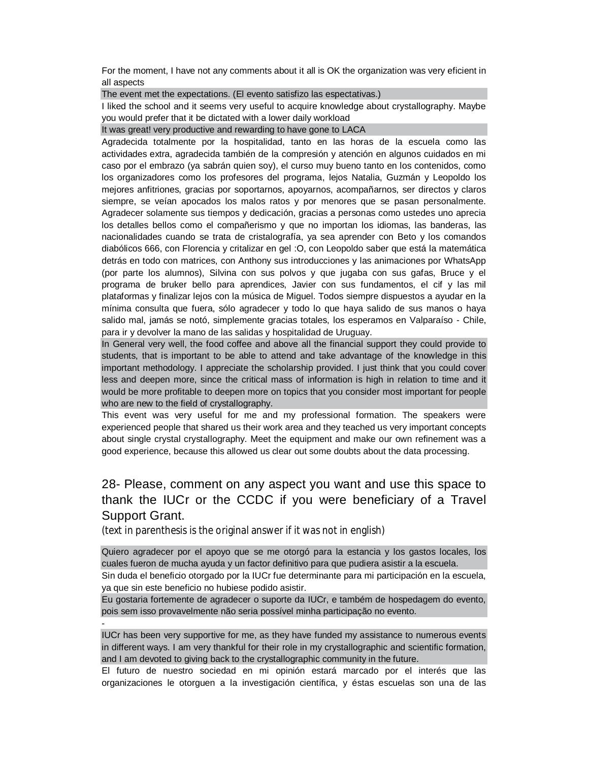For the moment, I have not any comments about it all is OK the organization was very eficient in all aspects

The event met the expectations. (El evento satisfizo las espectativas.)

I liked the school and it seems very useful to acquire knowledge about crystallography. Maybe you would prefer that it be dictated with a lower daily workload

It was great! very productive and rewarding to have gone to LACA

Agradecida totalmente por la hospitalidad, tanto en las horas de la escuela como las actividades extra, agradecida también de la compresión y atención en algunos cuidados en mi caso por el embrazo (ya sabrán quien soy), el curso muy bueno tanto en los contenidos, como los organizadores como los profesores del programa, lejos Natalia, Guzmán y Leopoldo los mejores anfitriones, gracias por soportarnos, apoyarnos, acompañarnos, ser directos y claros siempre, se veían apocados los malos ratos y por menores que se pasan personalmente. Agradecer solamente sus tiempos y dedicación, gracias a personas como ustedes uno aprecia los detalles bellos como el compañerismo y que no importan los idiomas, las banderas, las nacionalidades cuando se trata de cristalografía, ya sea aprender con Beto y los comandos diabólicos 666, con Florencia y critalizar en gel :O, con Leopoldo saber que está la matemática detrás en todo con matrices, con Anthony sus introducciones y las animaciones por WhatsApp (por parte los alumnos), Silvina con sus polvos y que jugaba con sus gafas, Bruce y el programa de bruker bello para aprendices, Javier con sus fundamentos, el cif y las mil plataformas y finalizar lejos con la música de Miguel. Todos siempre dispuestos a ayudar en la mínima consulta que fuera, sólo agradecer y todo lo que haya salido de sus manos o haya salido mal, jamás se notó, simplemente gracias totales, los esperamos en Valparaíso - Chile, para ir y devolver la mano de las salidas y hospitalidad de Uruguay.

In General very well, the food coffee and above all the financial support they could provide to students, that is important to be able to attend and take advantage of the knowledge in this important methodology. I appreciate the scholarship provided. I just think that you could cover less and deepen more, since the critical mass of information is high in relation to time and it would be more profitable to deepen more on topics that you consider most important for people who are new to the field of crystallography.

This event was very useful for me and my professional formation. The speakers were experienced people that shared us their work area and they teached us very important concepts about single crystal crystallography. Meet the equipment and make our own refinement was a good experience, because this allowed us clear out some doubts about the data processing.

## 28- Please, comment on any aspect you want and use this space to thank the IUCr or the CCDC if you were beneficiary of a Travel Support Grant.

*(text in parenthesis is the original answer if it was not in english)*

Quiero agradecer por el apoyo que se me otorgó para la estancia y los gastos locales, los cuales fueron de mucha ayuda y un factor definitivo para que pudiera asistir a la escuela.

Sin duda el beneficio otorgado por la IUCr fue determinante para mi participación en la escuela, ya que sin este beneficio no hubiese podido asistir.

Eu gostaria fortemente de agradecer o suporte da IUCr, e também de hospedagem do evento, pois sem isso provavelmente não seria possível minha participação no evento.

-

IUCr has been very supportive for me, as they have funded my assistance to numerous events in different ways. I am very thankful for their role in my crystallographic and scientific formation, and I am devoted to giving back to the crystallographic community in the future.

El futuro de nuestro sociedad en mi opinión estará marcado por el interés que las organizaciones le otorguen a la investigación científica, y éstas escuelas son una de las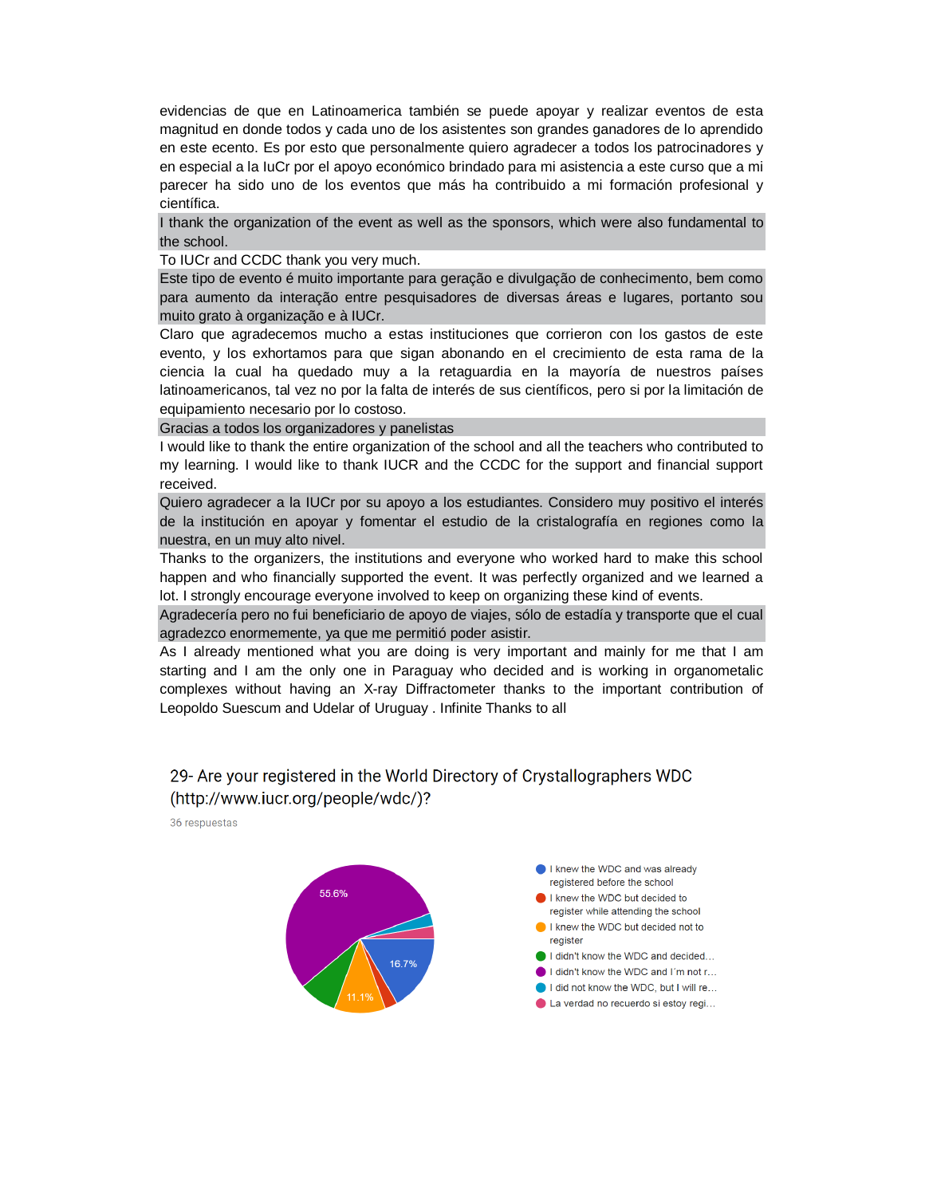evidencias de que en Latinoamerica también se puede apoyar y realizar eventos de esta magnitud en donde todos y cada uno de los asistentes son grandes ganadores de lo aprendido en este ecento. Es por esto que personalmente quiero agradecer a todos los patrocinadores y en especial a la IuCr por el apoyo económico brindado para mi asistencia a este curso que a mi parecer ha sido uno de los eventos que más ha contribuido a mi formación profesional y científica.

I thank the organization of the event as well as the sponsors, which were also fundamental to the school.

To IUCr and CCDC thank you very much.

Este tipo de evento é muito importante para geração e divulgação de conhecimento, bem como para aumento da interação entre pesquisadores de diversas áreas e lugares, portanto sou muito grato à organização e à IUCr.

Claro que agradecemos mucho a estas instituciones que corrieron con los gastos de este evento, y los exhortamos para que sigan abonando en el crecimiento de esta rama de la ciencia la cual ha quedado muy a la retaguardia en la mayoría de nuestros países latinoamericanos, tal vez no por la falta de interés de sus científicos, pero si por la limitación de equipamiento necesario por lo costoso.

Gracias a todos los organizadores y panelistas

I would like to thank the entire organization of the school and all the teachers who contributed to my learning. I would like to thank IUCR and the CCDC for the support and financial support received.

Quiero agradecer a la IUCr por su apoyo a los estudiantes. Considero muy positivo el interés de la institución en apoyar y fomentar el estudio de la cristalografía en regiones como la nuestra, en un muy alto nivel.

Thanks to the organizers, the institutions and everyone who worked hard to make this school happen and who financially supported the event. It was perfectly organized and we learned a lot. I strongly encourage everyone involved to keep on organizing these kind of events.

Agradecería pero no fui beneficiario de apoyo de viajes, sólo de estadía y transporte que el cual agradezco enormemente, ya que me permitió poder asistir.

As I already mentioned what you are doing is very important and mainly for me that I am starting and I am the only one in Paraguay who decided and is working in organometalic complexes without having an X-ray Diffractometer thanks to the important contribution of Leopoldo Suescum and Udelar of Uruguay . Infinite Thanks to all

29- Are your registered in the World Directory of Crystallographers WDC (http://www.iucr.org/people/wdc/)?

36 respuestas

55.6%
16.7%
11.1%

I knew the WDC and was already registered before the school
I knew the WDC but decided to register while attending the school
I knew the WDC but decided not to register
I didn't know the WDC and decided...
I didn't know the WDC and I´m not r...
I did not know the WDC, but I will re...
La verdad no recuerdo si estoy regi...